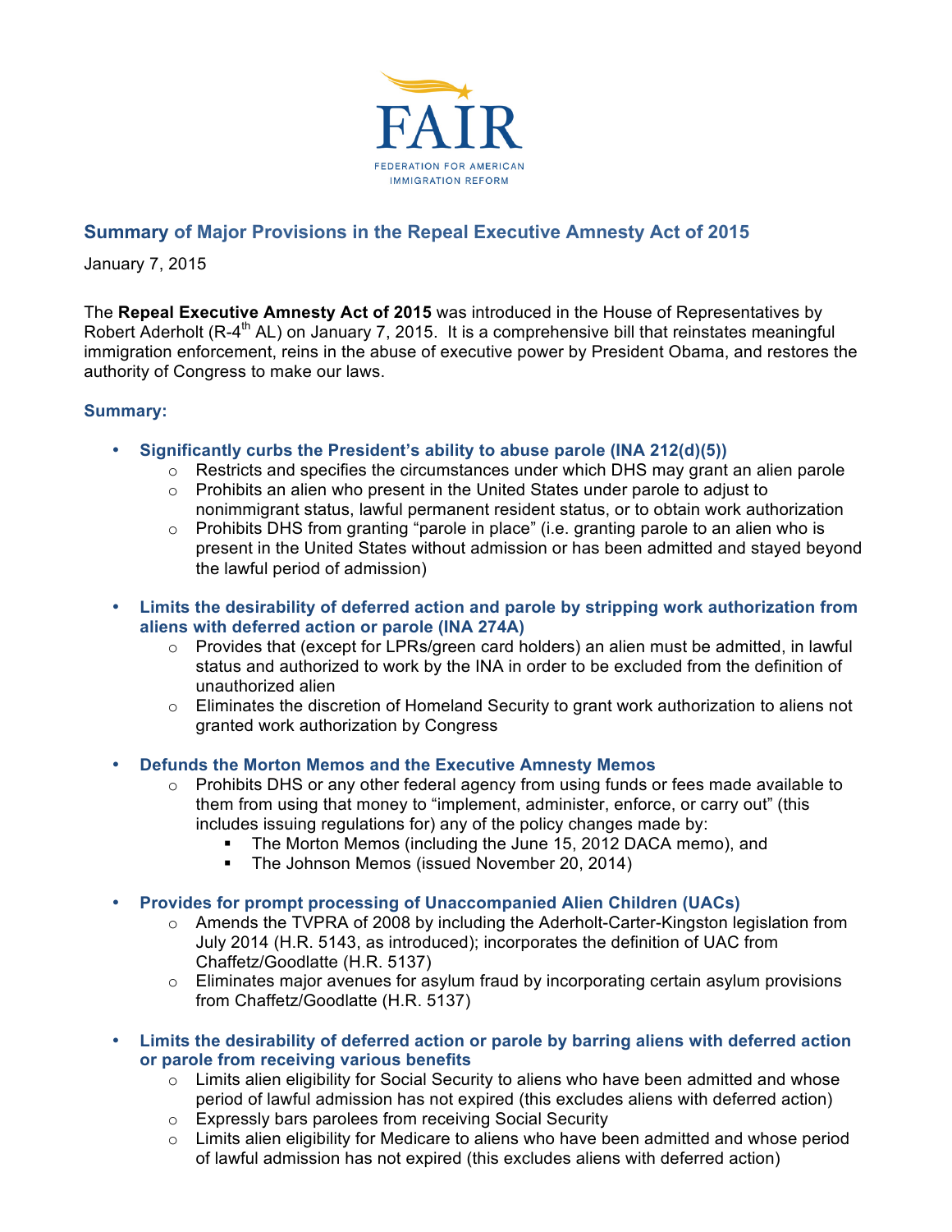FAIR

FEDERATION FOR AMERICAN IMMIGRATION REFORM

## Summary of Major Provisions in the Repeal Executive Amnesty Act of 2015

January 7, 2015

The **Repeal Executive Amnesty Act of 2015** was introduced in the House of Representatives by Robert Aderholt (R-4th AL) on January 7, 2015. It is a comprehensive bill that reinstates meaningful immigration enforcement, reins in the abuse of executive power by President Obama, and restores the authority of Congress to make our laws.

### Summary:

- **Significantly curbs the President's ability to abuse parole (INA 212(d)(5))**
  - Restricts and specifies the circumstances under which DHS may grant an alien parole
  - Prohibits an alien who present in the United States under parole to adjust to nonimmigrant status, lawful permanent resident status, or to obtain work authorization
  - Prohibits DHS from granting "parole in place" (i.e. granting parole to an alien who is present in the United States without admission or has been admitted and stayed beyond the lawful period of admission)

- **Limits the desirability of deferred action and parole by stripping work authorization from aliens with deferred action or parole (INA 274A)**
  - Provides that (except for LPRs/green card holders) an alien must be admitted, in lawful status and authorized to work by the INA in order to be excluded from the definition of unauthorized alien
  - Eliminates the discretion of Homeland Security to grant work authorization to aliens not granted work authorization by Congress

- **Defunds the Morton Memos and the Executive Amnesty Memos**
  - Prohibits DHS or any other federal agency from using funds or fees made available to them from using that money to "implement, administer, enforce, or carry out" (this includes issuing regulations for) any of the policy changes made by:
    - The Morton Memos (including the June 15, 2012 DACA memo), and
    - The Johnson Memos (issued November 20, 2014)

- **Provides for prompt processing of Unaccompanied Alien Children (UACs)**
  - Amends the TVPRA of 2008 by including the Aderholt-Carter-Kingston legislation from July 2014 (H.R. 5143, as introduced); incorporates the definition of UAC from Chaffetz/Goodlatte (H.R. 5137)
  - Eliminates major avenues for asylum fraud by incorporating certain asylum provisions from Chaffetz/Goodlatte (H.R. 5137)

- **Limits the desirability of deferred action or parole by barring aliens with deferred action or parole from receiving various benefits**
  - Limits alien eligibility for Social Security to aliens who have been admitted and whose period of lawful admission has not expired (this excludes aliens with deferred action)
  - Expressly bars parolees from receiving Social Security
  - Limits alien eligibility for Medicare to aliens who have been admitted and whose period of lawful admission has not expired (this excludes aliens with deferred action)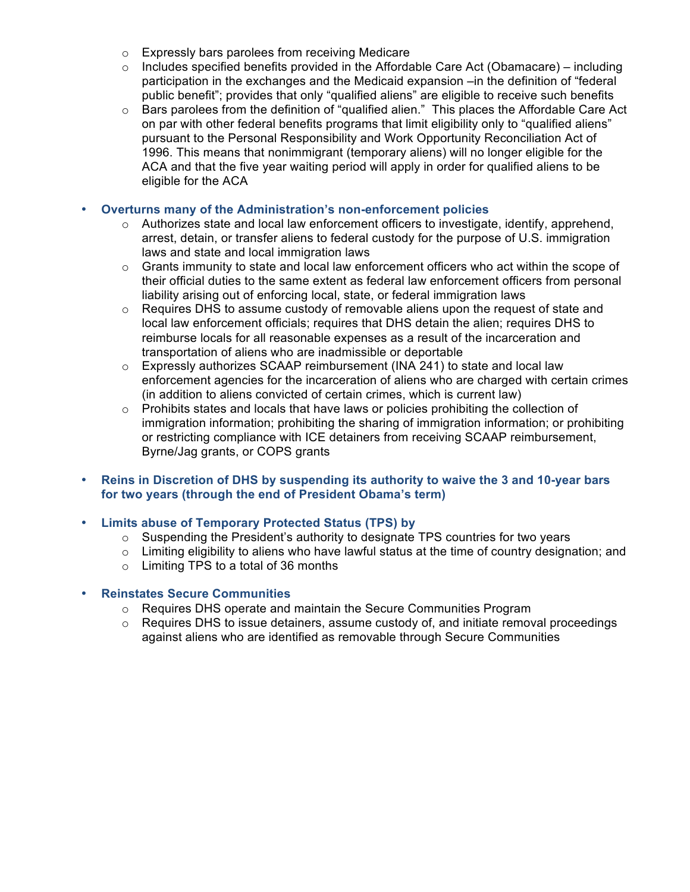- Expressly bars parolees from receiving Medicare
  - Includes specified benefits provided in the Affordable Care Act (Obamacare) – including participation in the exchanges and the Medicaid expansion –in the definition of "federal public benefit"; provides that only "qualified aliens" are eligible to receive such benefits
  - Bars parolees from the definition of "qualified alien." This places the Affordable Care Act on par with other federal benefits programs that limit eligibility only to "qualified aliens" pursuant to the Personal Responsibility and Work Opportunity Reconciliation Act of 1996. This means that nonimmigrant (temporary aliens) will no longer eligible for the ACA and that the five year waiting period will apply in order for qualified aliens to be eligible for the ACA

- **Overturns many of the Administration's non-enforcement policies**
  - Authorizes state and local law enforcement officers to investigate, identify, apprehend, arrest, detain, or transfer aliens to federal custody for the purpose of U.S. immigration laws and state and local immigration laws
  - Grants immunity to state and local law enforcement officers who act within the scope of their official duties to the same extent as federal law enforcement officers from personal liability arising out of enforcing local, state, or federal immigration laws
  - Requires DHS to assume custody of removable aliens upon the request of state and local law enforcement officials; requires that DHS detain the alien; requires DHS to reimburse locals for all reasonable expenses as a result of the incarceration and transportation of aliens who are inadmissible or deportable
  - Expressly authorizes SCAAP reimbursement (INA 241) to state and local law enforcement agencies for the incarceration of aliens who are charged with certain crimes (in addition to aliens convicted of certain crimes, which is current law)
  - Prohibits states and locals that have laws or policies prohibiting the collection of immigration information; prohibiting the sharing of immigration information; or prohibiting or restricting compliance with ICE detainers from receiving SCAAP reimbursement, Byrne/Jag grants, or COPS grants

- **Reins in Discretion of DHS by suspending its authority to waive the 3 and 10-year bars for two years (through the end of President Obama's term)**

- **Limits abuse of Temporary Protected Status (TPS) by**
  - Suspending the President's authority to designate TPS countries for two years
  - Limiting eligibility to aliens who have lawful status at the time of country designation; and
  - Limiting TPS to a total of 36 months

- **Reinstates Secure Communities**
  - Requires DHS operate and maintain the Secure Communities Program
  - Requires DHS to issue detainers, assume custody of, and initiate removal proceedings against aliens who are identified as removable through Secure Communities